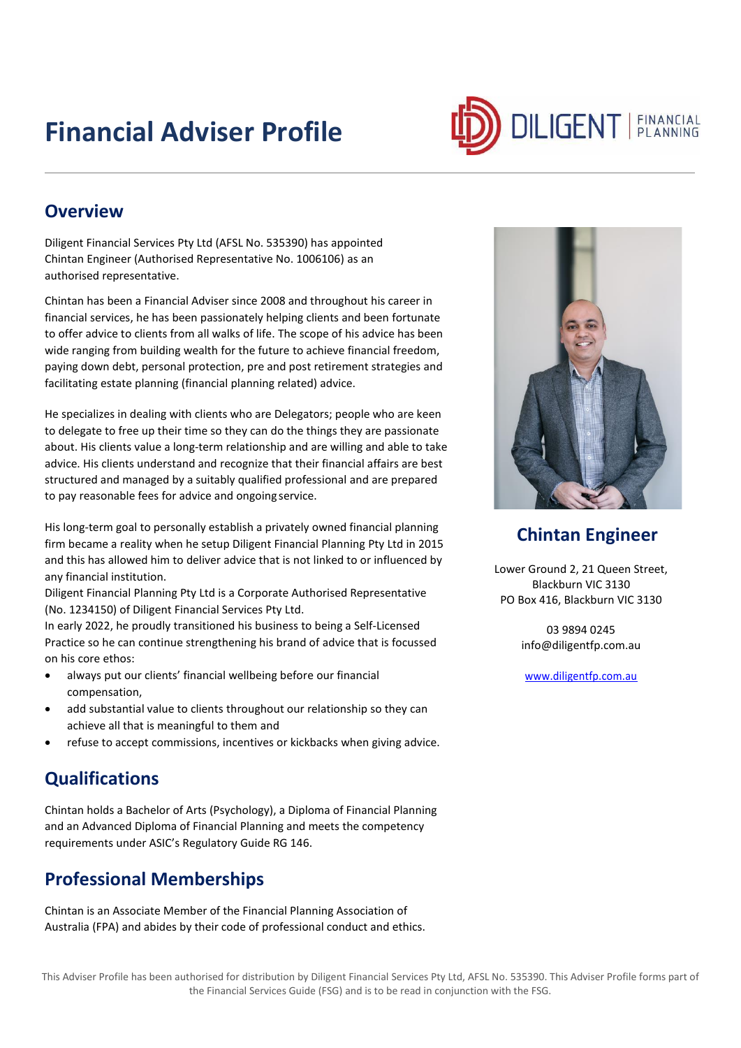# Financial Adviser Profile

DILIGENT | FINANCIAL PLANNING

## Overview

Diligent Financial Services Pty Ltd (AFSL No. 535390) has appointed Chintan Engineer (Authorised Representative No. 1006106) as an authorised representative.

Chintan has been a Financial Adviser since 2008 and throughout his career in financial services, he has been passionately helping clients and been fortunate to offer advice to clients from all walks of life. The scope of his advice has been wide ranging from building wealth for the future to achieve financial freedom, paying down debt, personal protection, pre and post retirement strategies and facilitating estate planning (financial planning related) advice.

He specializes in dealing with clients who are Delegators; people who are keen to delegate to free up their time so they can do the things they are passionate about. His clients value a long-term relationship and are willing and able to take advice. His clients understand and recognize that their financial affairs are best structured and managed by a suitably qualified professional and are prepared to pay reasonable fees for advice and ongoing service.

His long-term goal to personally establish a privately owned financial planning firm became a reality when he setup Diligent Financial Planning Pty Ltd in 2015 and this has allowed him to deliver advice that is not linked to or influenced by any financial institution.
Diligent Financial Planning Pty Ltd is a Corporate Authorised Representative (No. 1234150) of Diligent Financial Services Pty Ltd.
In early 2022, he proudly transitioned his business to being a Self-Licensed Practice so he can continue strengthening his brand of advice that is focussed on his core ethos:

- always put our clients' financial wellbeing before our financial compensation,
- add substantial value to clients throughout our relationship so they can achieve all that is meaningful to them and
- refuse to accept commissions, incentives or kickbacks when giving advice.

## Qualifications

Chintan holds a Bachelor of Arts (Psychology), a Diploma of Financial Planning and an Advanced Diploma of Financial Planning and meets the competency requirements under ASIC's Regulatory Guide RG 146.

## Professional Memberships

Chintan is an Associate Member of the Financial Planning Association of Australia (FPA) and abides by their code of professional conduct and ethics.

## Chintan Engineer

Lower Ground 2, 21 Queen Street,
Blackburn VIC 3130
PO Box 416, Blackburn VIC 3130

03 9894 0245
info@diligentfp.com.au

www.diligentfp.com.au

This Adviser Profile has been authorised for distribution by Diligent Financial Services Pty Ltd, AFSL No. 535390. This Adviser Profile forms part of the Financial Services Guide (FSG) and is to be read in conjunction with the FSG.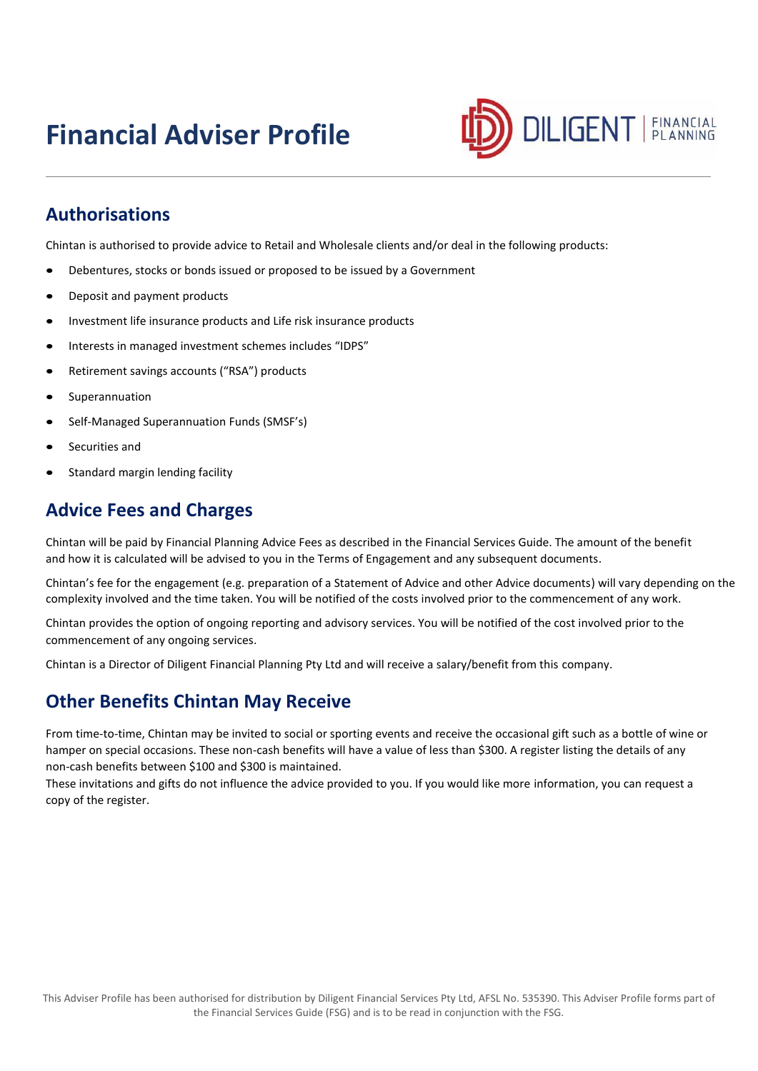# Financial Adviser Profile

## Authorisations

Chintan is authorised to provide advice to Retail and Wholesale clients and/or deal in the following products:

- Debentures, stocks or bonds issued or proposed to be issued by a Government
- Deposit and payment products
- Investment life insurance products and Life risk insurance products
- Interests in managed investment schemes includes "IDPS"
- Retirement savings accounts ("RSA") products
- Superannuation
- Self-Managed Superannuation Funds (SMSF's)
- Securities and
- Standard margin lending facility

## Advice Fees and Charges

Chintan will be paid by Financial Planning Advice Fees as described in the Financial Services Guide. The amount of the benefit and how it is calculated will be advised to you in the Terms of Engagement and any subsequent documents.

Chintan's fee for the engagement (e.g. preparation of a Statement of Advice and other Advice documents) will vary depending on the complexity involved and the time taken. You will be notified of the costs involved prior to the commencement of any work.

Chintan provides the option of ongoing reporting and advisory services. You will be notified of the cost involved prior to the commencement of any ongoing services.

Chintan is a Director of Diligent Financial Planning Pty Ltd and will receive a salary/benefit from this company.

## Other Benefits Chintan May Receive

From time-to-time, Chintan may be invited to social or sporting events and receive the occasional gift such as a bottle of wine or hamper on special occasions. These non-cash benefits will have a value of less than $300. A register listing the details of any non-cash benefits between $100 and $300 is maintained.
These invitations and gifts do not influence the advice provided to you. If you would like more information, you can request a copy of the register.

This Adviser Profile has been authorised for distribution by Diligent Financial Services Pty Ltd, AFSL No. 535390. This Adviser Profile forms part of the Financial Services Guide (FSG) and is to be read in conjunction with the FSG.